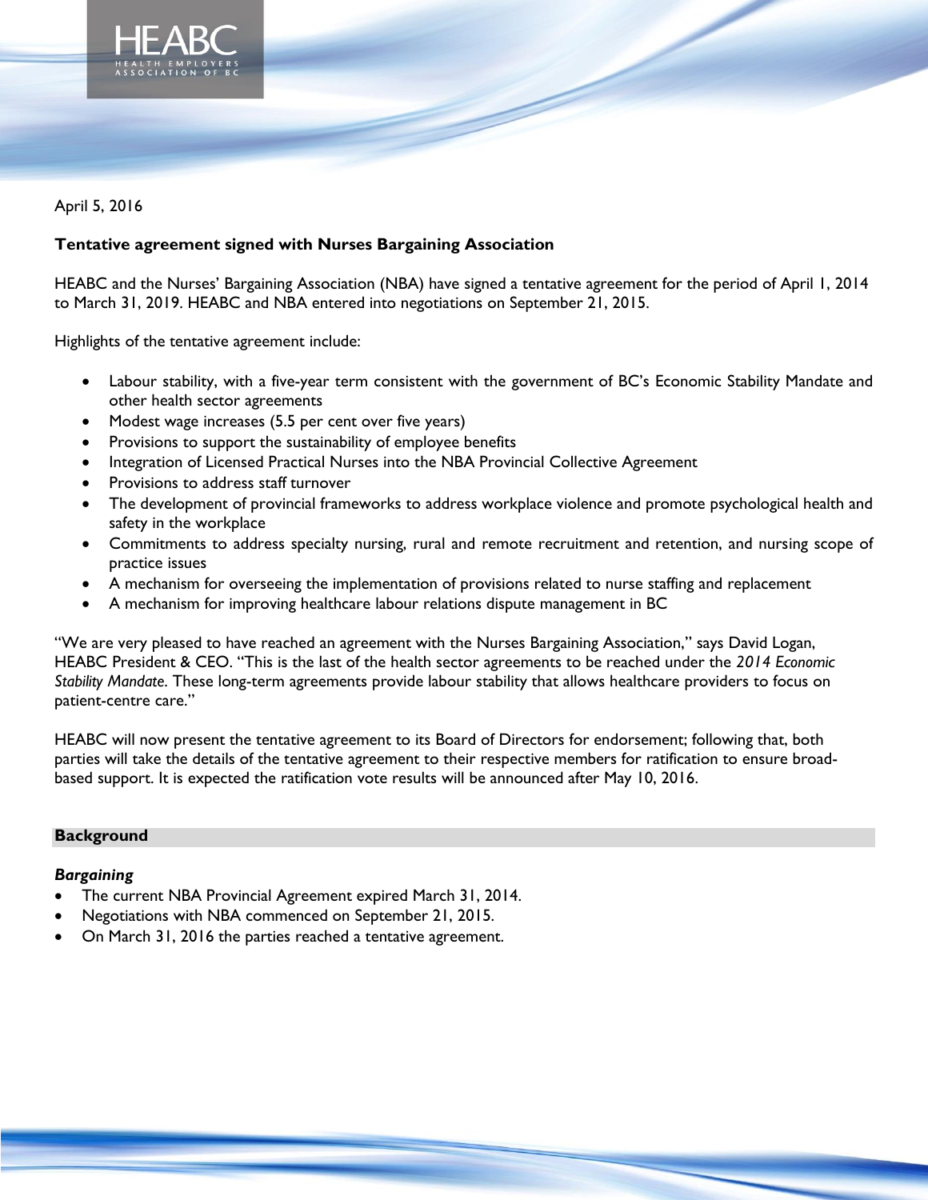HEABC

HEALTH EMPLOYERS ASSOCIATION OF BC

April 5, 2016

**Tentative agreement signed with Nurses Bargaining Association**

HEABC and the Nurses' Bargaining Association (NBA) have signed a tentative agreement for the period of April 1, 2014 to March 31, 2019. HEABC and NBA entered into negotiations on September 21, 2015.

Highlights of the tentative agreement include:

- Labour stability, with a five-year term consistent with the government of BC's Economic Stability Mandate and other health sector agreements
- Modest wage increases (5.5 per cent over five years)
- Provisions to support the sustainability of employee benefits
- Integration of Licensed Practical Nurses into the NBA Provincial Collective Agreement
- Provisions to address staff turnover
- The development of provincial frameworks to address workplace violence and promote psychological health and safety in the workplace
- Commitments to address specialty nursing, rural and remote recruitment and retention, and nursing scope of practice issues
- A mechanism for overseeing the implementation of provisions related to nurse staffing and replacement
- A mechanism for improving healthcare labour relations dispute management in BC

"We are very pleased to have reached an agreement with the Nurses Bargaining Association," says David Logan, HEABC President & CEO. "This is the last of the health sector agreements to be reached under the *2014 Economic Stability Mandate*. These long-term agreements provide labour stability that allows healthcare providers to focus on patient-centre care."

HEABC will now present the tentative agreement to its Board of Directors for endorsement; following that, both parties will take the details of the tentative agreement to their respective members for ratification to ensure broad-based support. It is expected the ratification vote results will be announced after May 10, 2016.

## Background

### *Bargaining*

- The current NBA Provincial Agreement expired March 31, 2014.
- Negotiations with NBA commenced on September 21, 2015.
- On March 31, 2016 the parties reached a tentative agreement.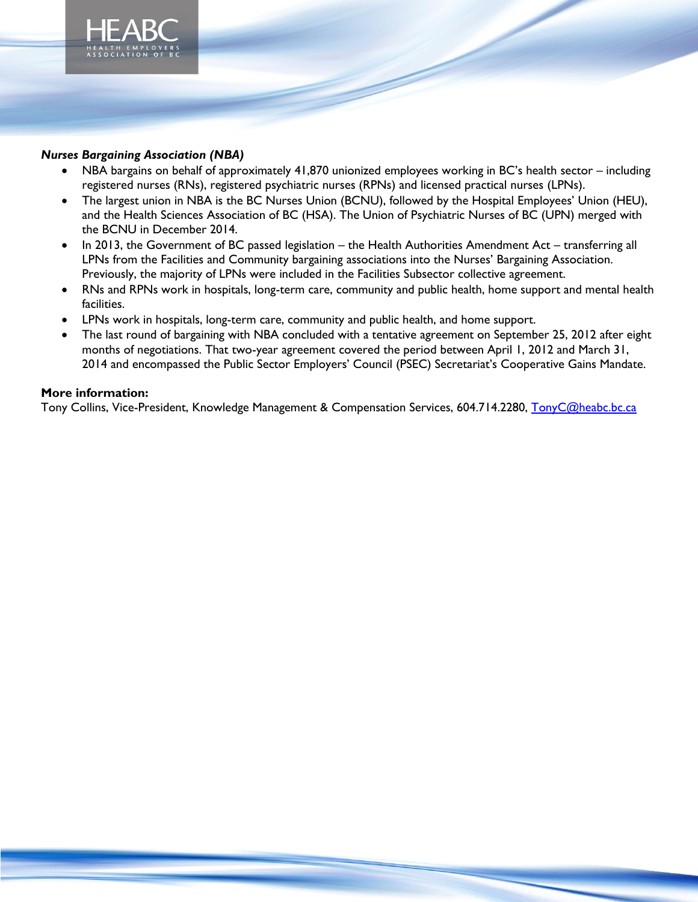***Nurses Bargaining Association (NBA)***

- NBA bargains on behalf of approximately 41,870 unionized employees working in BC's health sector – including registered nurses (RNs), registered psychiatric nurses (RPNs) and licensed practical nurses (LPNs).
- The largest union in NBA is the BC Nurses Union (BCNU), followed by the Hospital Employees' Union (HEU), and the Health Sciences Association of BC (HSA). The Union of Psychiatric Nurses of BC (UPN) merged with the BCNU in December 2014.
- In 2013, the Government of BC passed legislation – the Health Authorities Amendment Act – transferring all LPNs from the Facilities and Community bargaining associations into the Nurses' Bargaining Association. Previously, the majority of LPNs were included in the Facilities Subsector collective agreement.
- RNs and RPNs work in hospitals, long-term care, community and public health, home support and mental health facilities.
- LPNs work in hospitals, long-term care, community and public health, and home support.
- The last round of bargaining with NBA concluded with a tentative agreement on September 25, 2012 after eight months of negotiations. That two-year agreement covered the period between April 1, 2012 and March 31, 2014 and encompassed the Public Sector Employers' Council (PSEC) Secretariat's Cooperative Gains Mandate.

**More information:**

Tony Collins, Vice-President, Knowledge Management & Compensation Services, 604.714.2280, TonyC@heabc.bc.ca